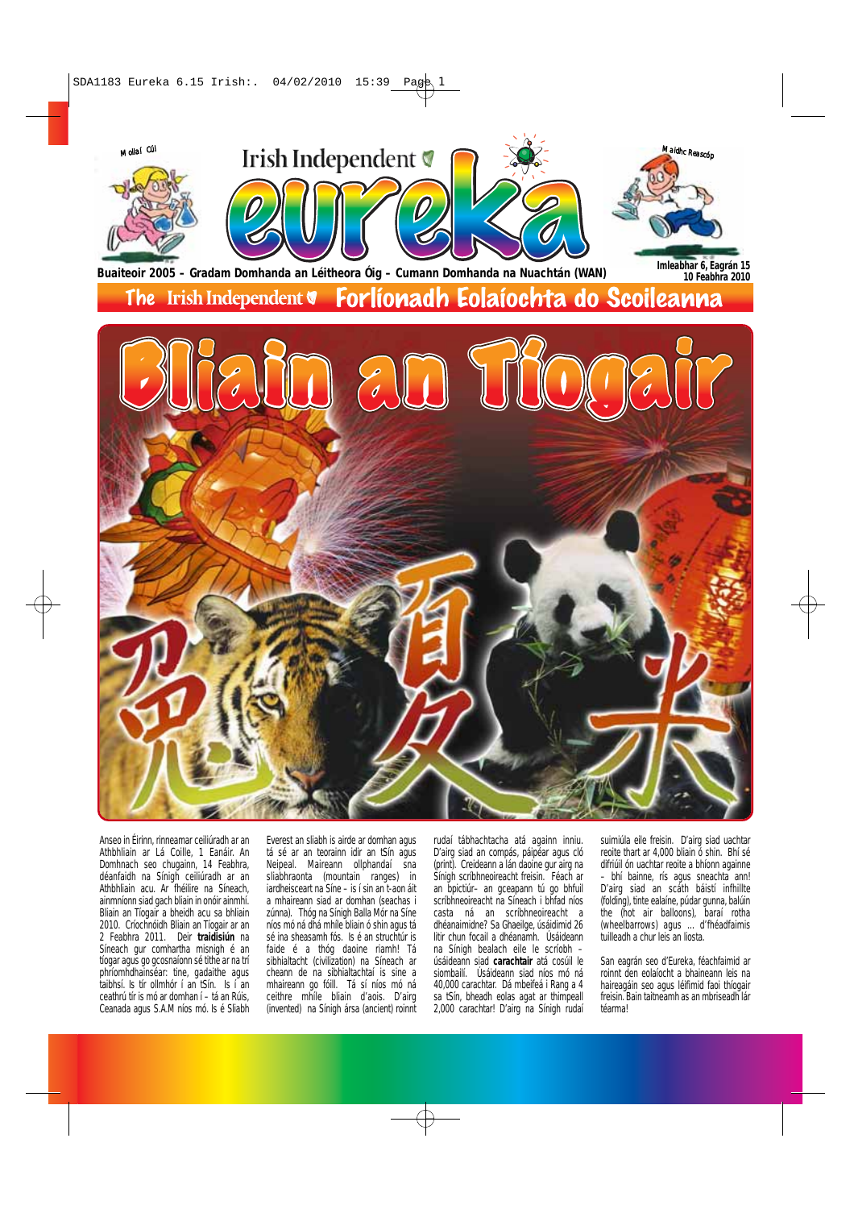Mollaí Cúl

Irish Independent

# eureka

Maidhc Reascóp

Buaiteoir 2005 – Gradam Domhanda an Léitheora Óig – Cumann Domhanda na Nuachtán (WAN)

Imleabhar 6, Eagrán 15
10 Feabhra 2010

The Irish Independent Forlíonadh Eolaíochta do Scoileanna

# Bliain an Tíogair

Anseo in Éirinn, rinneamar ceiliúradh ar an Athbhliain ar Lá Coille, 1 Eanáir. An Domhnach seo chugainn, 14 Feabhra, déanfaidh na Sínigh ceiliúradh ar an Athbhliain acu. Ar fhéilire na Síneach, ainmníonn siad gach bliain in onóir ainmhí. Bliain an Tíogair a bheidh acu sa bhliain 2010. Críochnóidh Bliain an Tíogair ar an 2 Feabhra 2011. Deir **traidisiún** na Síneach gur comhartha misnigh é an tíogar agus go gcosnaíonn sé tithe ar na trí phríomhdhainséar: tine, gadaithe agus taibhsí. Is tír ollmhór í an tSín. Is í an ceathrú tír is mó ar domhan í – tá an Rúis, Ceanada agus S.A.M níos mó. Is é Sliabh Everest an sliabh is airde ar domhan agus tá sé ar an teorainn idir an tSín agus Neipeal. Maireann ollphandaí sna sliabhraonta (mountain ranges) in iardheisceart na Síne – is í sin an t-aon áit a mhaireann siad ar domhan (seachas i zúnna). Thóg na Sínigh Balla Mór na Síne níos mó ná dhá mhíle bliain ó shin agus tá sé ina sheasamh fós. Is é an struchtúr is faide é a thóg daoine riamh! Tá sibhialtacht (civilization) na Síneach ar cheann de na sibhialtachtaí is sine a mhaireann go fóill. Tá sí níos mó ná ceithre mhíle bliain d'aois. D'airg (invented) na Sínigh ársa (ancient) roinnt rudaí tábhachtacha atá againn inniu. D'airg siad an compás, páipéar agus cló (print). Creideann a lán daoine gur airg na Sínigh scríbhneoireacht freisin. Féach ar an bpictiúr– an gceapann tú go bhfuil scríbhneoireacht na Síneach i bhfad níos casta ná an scríbhneoireacht a dhéanaimidne? Sa Ghaeilge, úsáidimid 26 litir chun focail a dhéanamh. Úsáideann na Sínigh bealach eile le scríobh – úsáideann siad **carachtair** atá cosúil le siombailí. Úsáideann siad níos mó ná 40,000 carachtar. Dá mbeifeá i Rang a 4 sa tSín, bheadh eolas agat ar thimpeall 2,000 carachtar! D'airg na Sínigh rudaí suimiúla eile freisin. D'airg siad uachtar reoite thart ar 4,000 bliain ó shin. Bhí sé difriúil ón uachtar reoite a bhíonn againne – bhí bainne, rís agus sneachta ann! D'airg siad an scáth báistí infhillte (folding), tinte ealaíne, púdar gunna, balúin the (hot air balloons), baraí rotha (wheelbarrows) agus ... d'fhéadfaimis tuilleadh a chur leis an liosta.

San eagrán seo d'Eureka, féachfaimid ar roinnt den eolaíocht a bhaineann leis na haireagáin seo agus léifimid faoi thíogair freisin. Bain taitneamh as an mbriseadh lár téarma!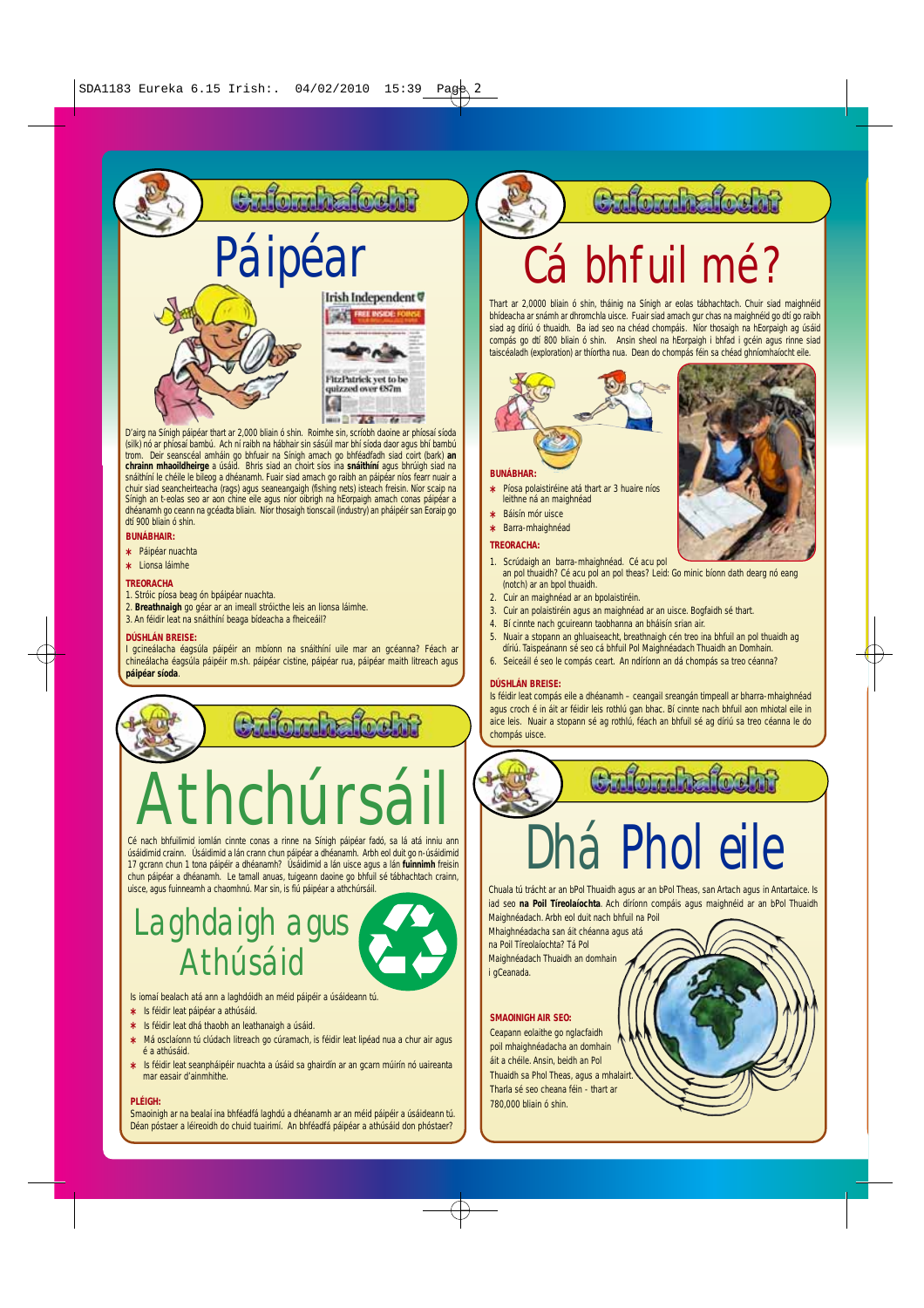## Gníomhaíocht

# Páipéar

D'airg na Sínigh páipéar thart ar 2,000 bliain ó shin. Roimhe sin, scríobh daoine ar phíosaí síoda (silk) nó ar phíosaí bambú. Ach ní raibh na hábhair sin sásúil mar bhí síoda daor agus bhí bambú trom. Deir seanscéal amháin go bhfuair na Sínigh amach go bhféadfadh siad coirt (bark) **an chrainn mhaoildheirge** a úsáid. Bhris siad an choirt síos ina **snáithíní** agus bhrúigh siad na snáithíní le chéile le bileog a dhéanamh. Fuair siad amach go raibh an páipéar níos fearr nuair a chuir siad seancheirteacha (rags) agus seaneangaigh (fishing nets) isteach freisin. Níor scaip na Sínigh an t-eolas seo ar aon chine eile agus níor oibrigh na hEorpaigh amach conas páipéar a dhéanamh go ceann na gcéadta bliain. Níor thosaigh tionscail (industry) an pháipéir san Eoraip go dtí 900 bliain ó shin.

**BUNÁBHAIR:**

* Páipéar nuachta
* Lionsa láimhe

**TREORACHA**

1. Stróic píosa beag ón bpáipéar nuachta.
2. **Breathnaigh** go géar ar an imeall stróicthe leis an lionsa láimhe.
3. An féidir leat na snáithíní beaga bídeacha a fheiceáil?

**DÚSHLÁN BREISE:**

I gcineálacha éagsúla páipéir an mbíonn na snáithíní uile mar an gcéanna? Féach ar chineálacha éagsúla páipéir m.sh. páipéar cistine, páipéar rua, páipéar maith litreach agus **páipéar síoda**.

## Gníomhaíocht

# Athchúrsáil

Cé nach bhfuilimid iomlán cinnte conas a rinne na Sínigh páipéar fadó, sa lá atá inniu ann úsáidimid crainn. Úsáidimid a lán crann chun páipéar a dhéanamh. Arbh eol duit go n-úsáidimid 17 gcrann chun 1 tona páipéir a dhéanamh? Úsáidimid a lán uisce agus a lán **fuinnimh** freisin chun páipéar a dhéanamh. Le tamall anuas, tuigeann daoine go bhfuil sé tábhachtach crainn, uisce, agus fuinneamh a chaomhnú. Mar sin, is fiú páipéar a athchúrsáil.

## Laghdaigh agus Athúsáid

Is iomaí bealach atá ann a laghdóidh an méid páipéir a úsáideann tú.

* Is féidir leat páipéar a athúsáid.
* Is féidir leat dhá thaobh an leathanaigh a úsáid.
* Má osclaíonn tú clúdach litreach go cúramach, is féidir leat lipéad nua a chur air agus é a athúsáid.
* Is féidir leat seanpháipéir nuachta a úsáid sa ghairdín ar an gcarn múirín nó uaireanta mar easair d'ainmhithe.

**PLÉIGH:**

Smaoinigh ar na bealaí ina bhféadfá laghdú a dhéanamh ar an méid páipéir a úsáideann tú. Déan póstaer a léireoidh do chuid tuairimí. An bhféadfá páipéar a athúsáid don phóstaer?

## Gníomhaíocht

# Cá bhfuil mé?

Thart ar 2,0000 bliain ó shin, tháinig na Sínigh ar eolas tábhachtach. Chuir siad maighnéid bhídeacha ar snámh ar dhromchla uisce. Fuair siad amach gur chas na maighnéid go dtí go raibh siad ag díriú ó thuaidh. Ba iad seo na chéad chompáis. Níor thosaigh na hEorpaigh ag úsáid compás go dtí 800 bliain ó shin. Ansin sheol na hEorpaigh i bhfad i gcéin agus rinne siad taiscéaladh (exploration) ar thíortha nua. Dean do chompás féin sa chéad ghníomhaíocht eile.

**BUNÁBHAR:**

* Píosa polaistiréine atá thart ar 3 huaire níos leithne ná an maighnéad
* Báisín mór uisce
* Barra-mhaighnéad

**TREORACHA:**

1. Scrúdaigh an barra-mhaighnéad. Cé acu pol an pol thuaidh? Cé acu pol an pol theas? Leid: Go minic bíonn dath dearg nó eang (notch) ar an bpol thuaidh.
2. Cuir an maighnéad ar an bpolaistiréin.
3. Cuir an polaistiréin agus an maighnéad ar an uisce. Bogfaidh sé thart.
4. Bí cinnte nach gcuireann taobhanna an bháisín srian air.
5. Nuair a stopann an ghluaiseacht, breathnaigh cén treo ina bhfuil an pol thuaidh ag díriú. Taispeánann sé seo cá bhfuil Pol Maighnéadach Thuaidh an Domhain.
6. Seiceáil é seo le compás ceart. An ndíríonn an dá chompás sa treo céanna?

**DÚSHLÁN BREISE:**

Is féidir leat compás eile a dhéanamh – ceangail sreangán timpeall ar bharra-mhaighnéad agus croch é in áit ar féidir leis rothlú gan bhac. Bí cinnte nach bhfuil aon mhiotal eile in aice leis. Nuair a stopann sé ag rothlú, féach an bhfuil sé ag díriú sa treo céanna le do chompás uisce.

## Gníomhaíocht

# Dhá Phol eile

Chuala tú trácht ar an bPol Thuaidh agus ar an bPol Theas, san Artach agus in Antartaice. Is iad seo **na Poil Tíreolaíochta**. Ach díríonn compáis agus maighnéid ar an bPol Thuaidh Maighnéadach. Arbh eol duit nach bhfuil na Poil Mhaighnéadacha san áit chéanna agus atá na Poil Tíreolaíochta? Tá Pol Maighnéadach Thuaidh an domhain i gCeanada.

**SMAOINIGH AIR SEO:**

Ceapann eolaithe go nglacfaidh poil mhaighnéadacha an domhain áit a chéile. Ansin, beidh an Pol Thuaidh sa Phol Theas, agus a mhalairt. Tharla sé seo cheana féin - thart ar 780,000 bliain ó shin.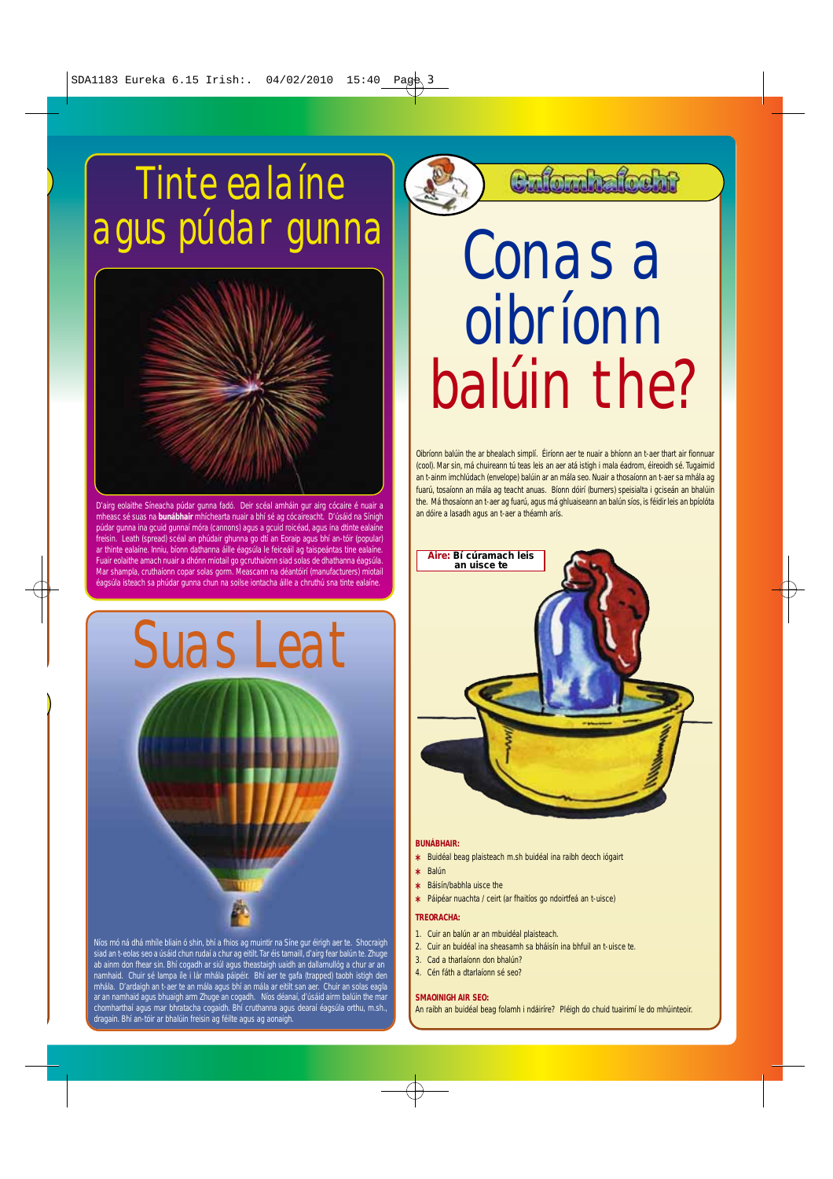# Tinte ealaíne agus púdar gunna

D'airg eolaithe Síneacha púdar gunna fadó. Deir scéal amháin gur airg cócaire é nuair a mheasc sé suas na **bunábhair** mhíchearta nuair a bhí sé ag cócaireacht. D'úsáid na Sínigh púdar gunna ina gcuid gunnaí móra (cannons) agus a gcuid roicéad, agus ina dtinte ealaíne freisin. Leath (spread) scéal an phúdair ghunna go dtí an Eoraip agus bhí an-tóir (popular) ar thinte ealaíne. Inniu, bíonn dathanna áille éagsúla le feiceáil ag taispeántas tine ealaíne. Fuair eolaithe amach nuair a dhónn miotail go gcruthaíonn siad solas de dhathanna éagsúla. Mar shampla, cruthaíonn copar solas gorm. Meascann na déantóirí (manufacturers) miotail éagsúla isteach sa phúdar gunna chun na soilse iontacha áille a chruthú sna tinte ealaíne.

# Suas Leat

Níos mó ná dhá mhíle bliain ó shin, bhí a fhios ag muintir na Síne gur éirigh aer te. Shocraigh siad an t-eolas seo a úsáid chun rudaí a chur ag eitilt. Tar éis tamaill, d'airg fear balún te. Zhuge ab ainm don fhear sin. Bhí cogadh ar siúl agus theastaigh uaidh an dallamullóg a chur ar an namhaid. Chuir sé lampa íle i lár mhála páipéir. Bhí aer te gafa (trapped) taobh istigh den mhála. D'ardaigh an t-aer te an mála agus bhí an mála ar eitilt san aer. Chuir an solas eagla ar an namhaid agus bhuaigh arm Zhuge an cogadh. Níos déanaí, d'úsáid airm balúin the mar chomharthaí agus mar bhratacha cogaidh. Bhí cruthanna agus dearaí éagsúla orthu, m.sh., dragain. Bhí an-tóir ar bhalúin freisin ag féilte agus ag aonaigh.

## Gníomhaíocht

# Conas a oibríonn balúin the?

Oibríonn balúin the ar bhealach simplí. Éiríonn aer te nuair a bhíonn an t-aer thart air fionnuar (cool). Mar sin, má chuireann tú teas leis an aer atá istigh i mála éadrom, éireoidh sé. Tugaimid an t-ainm imchlúdach (envelope) balúin ar an mála seo. Nuair a thosaíonn an t-aer sa mhála ag fuarú, tosaíonn an mála ag teacht anuas. Bíonn dóirí (burners) speisialta i gciseán an bhalúin the. Má thosaíonn an t-aer ag fuarú, agus má ghluaiseann an balún síos, is féidir leis an bpíolóta an dóire a lasadh agus an t-aer a théamh arís.

**Aire: Bí cúramach leis an uisce te**

**BUNÁBHAIR:**

- Buidéal beag plaisteach m.sh buidéal ina raibh deoch iógairt
- Balún
- Báisín/babhla uisce the
- Páipéar nuachta / ceirt (ar fhaitíos go ndoirtfeá an t-uisce)

**TREORACHA:**

1. Cuir an balún ar an mbuidéal plaisteach.
2. Cuir an buidéal ina sheasamh sa bháisín ina bhfuil an t-uisce te.
3. Cad a tharlaíonn don bhalún?
4. Cén fáth a dtarlaíonn sé seo?

**SMAOINIGH AIR SEO:**

An raibh an buidéal beag folamh i ndáiríre? Pléigh do chuid tuairimí le do mhúinteoir.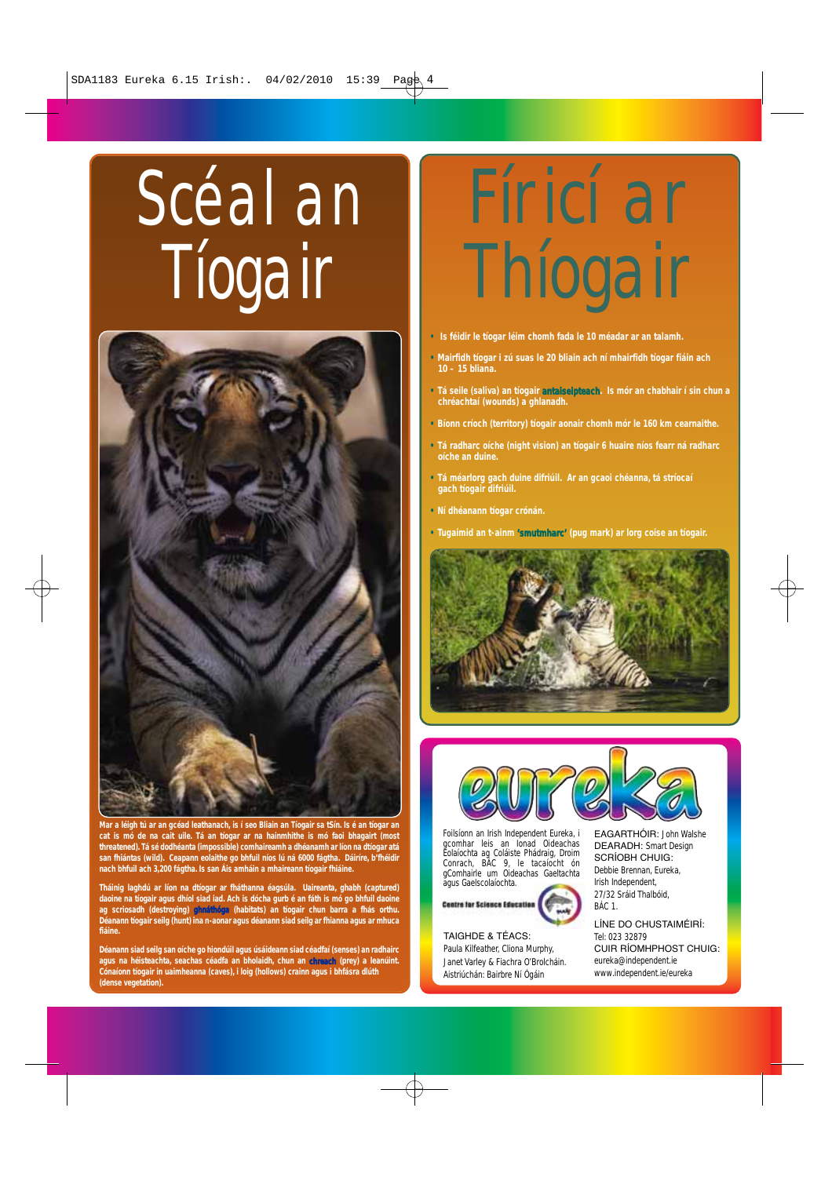# Scéal an Tíogair

Mar a léigh tú ar an gcéad leathanach, is í seo Bliain an Tíogair sa tSín. Is é an tíogar an cat is mó de na cait uile. Tá an tíogar ar na hainmhithe is mó faoi bhagairt (most threatened). Tá sé dodhéanta (impossible) comhaireamh a dhéanamh ar líon na dtíogar atá san fhiántas (wild). Ceapann eolaithe go bhfuil níos lú ná 6000 fágtha. Dáiríre, b'fhéidir nach bhfuil ach 3,200 fágtha. Is san Áis amháin a mhaireann tíogair fhiáine.

Tháinig laghdú ar líon na dtíogar ar fháthanna éagsúla. Uaireanta, ghabh (captured) daoine na tíogair agus dhíol siad iad. Ach is dócha gurb é an fáth is mó go bhfuil daoine ag scriosadh (destroying) **ghnáthóga** (habitats) an tíogair chun barra a fhás orthu. Déanann tíogair seilg (hunt) ina n-aonar agus déanann siad seilg ar fhianna agus ar mhuca fiáine.

Déanann siad seilg san oíche go hiondúil agus úsáideann siad céadfaí (senses) an radhairc agus na héisteachta, seachas céadfa an bholaidh, chun an **chreach** (prey) a leanúint. Cónaíonn tíogair in uaimheanna (caves), i loig (hollows) crainn agus i bhfásra dlúth (dense vegetation).

# Fíricí ar Thíogair

- Is féidir le tíogar léim chomh fada le 10 méadar ar an talamh.
- Mairfidh tíogar i zú suas le 20 bliain ach ní mhairfidh tíogar fiáin ach 10 – 15 bliana.
- Tá seile (saliva) an tíogair **antaiseipteach**. Is mór an chabhair í sin chun a chréachtaí (wounds) a ghlanadh.
- Bíonn críoch (territory) tíogair aonair chomh mór le 160 km cearnaithe.
- Tá radharc oíche (night vision) an tíogair 6 huaire níos fearr ná radharc oíche an duine.
- Tá méarlorg gach duine difriúil. Ar an gcaoi chéanna, tá stríocaí gach tíogair difriúil.
- Ní dhéanann tíogar crónán.
- Tugaimid an t-ainm **'smutmharc'** (pug mark) ar lorg coise an tíogair.

**eureka**

Foilsíonn an Irish Independent Eureka, i gcomhar leis an Ionad Oideachas Eolaíochta ag Coláiste Phádraig, Droim Conrach, BÁC 9, le tacaíocht ón gComhairle um Oideachas Gaeltachta agus Gaelscolaíochta.

Centre for Science Education

TAIGHDE & TÉACS:
Paula Kilfeather, Clíona Murphy, Janet Varley & Fiachra O'Brolcháin.
Aistriúchán: Bairbre Ní Ógáin

EAGARTHÓIR: John Walshe
DEARADH: Smart Design
SCRÍOBH CHUIG:
Debbie Brennan, Eureka,
Irish Independent,
27/32 Sráid Thalbóid,
BÁC 1.

LÍNE DO CHUSTAIMÉIRÍ:
Tel: 023 32879
CUIR RÍOMHPHOST CHUIG:
eureka@independent.ie
www.independent.ie/eureka